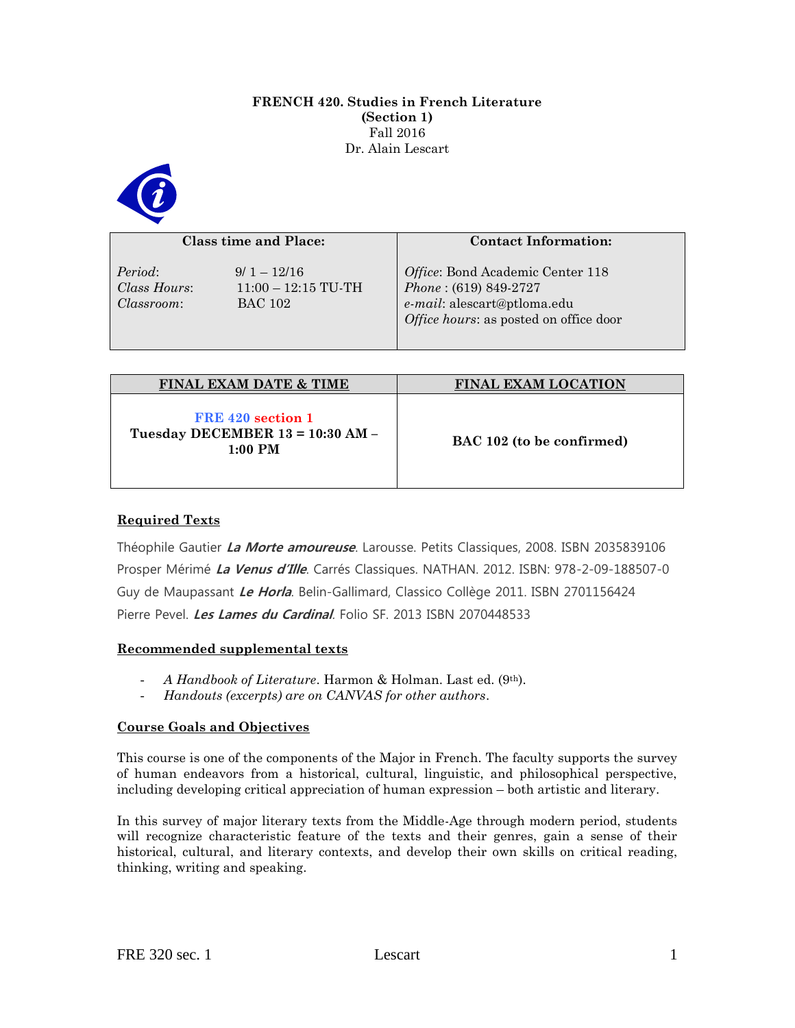**FRENCH 420. Studies in French Literature**
**(Section 1)**
Fall 2016
Dr. Alain Lescart

| Class time and Place: | | Contact Information: |
|---|---|---|
| *Period*: | 9/ 1 – 12/16 | *Office*: Bond Academic Center 118 |
| *Class Hours*: | 11:00 – 12:15 TU-TH | *Phone* : (619) 849-2727 |
| *Classroom*: | BAC 102 | *e-mail*: alescart@ptloma.edu |
| | | *Office hours*: as posted on office door |

| FINAL EXAM DATE & TIME | FINAL EXAM LOCATION |
|---|---|
| **FRE 420 section 1**<br>**Tuesday DECEMBER 13 = 10:30 AM – 1:00 PM** | **BAC 102 (to be confirmed)** |

## Required Texts

Théophile Gautier ***La Morte amoureuse***. Larousse. Petits Classiques, 2008. ISBN 2035839106
Prosper Mérimé ***La Venus d'Ille***. Carrés Classiques. NATHAN. 2012. ISBN: 978-2-09-188507-0
Guy de Maupassant ***Le Horla***. Belin-Gallimard, Classico Collège 2011. ISBN 2701156424
Pierre Pevel. ***Les Lames du Cardinal***. Folio SF. 2013 ISBN 2070448533

## Recommended supplemental texts

- *A Handbook of Literature*. Harmon & Holman. Last ed. (9th).
- *Handouts (excerpts) are on CANVAS for other authors*.

## Course Goals and Objectives

This course is one of the components of the Major in French. The faculty supports the survey of human endeavors from a historical, cultural, linguistic, and philosophical perspective, including developing critical appreciation of human expression – both artistic and literary.

In this survey of major literary texts from the Middle-Age through modern period, students will recognize characteristic feature of the texts and their genres, gain a sense of their historical, cultural, and literary contexts, and develop their own skills on critical reading, thinking, writing and speaking.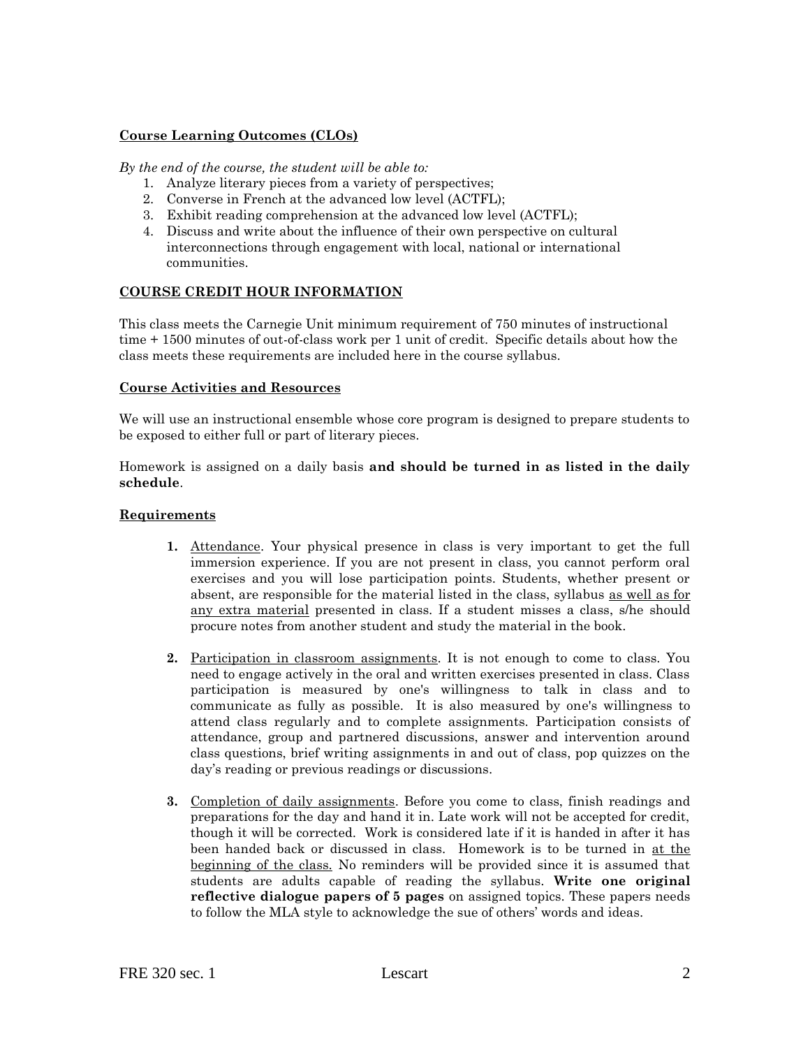**<u>Course Learning Outcomes (CLOs)</u>**

*By the end of the course, the student will be able to:*

1. Analyze literary pieces from a variety of perspectives;
2. Converse in French at the advanced low level (ACTFL);
3. Exhibit reading comprehension at the advanced low level (ACTFL);
4. Discuss and write about the influence of their own perspective on cultural interconnections through engagement with local, national or international communities.

**<u>COURSE CREDIT HOUR INFORMATION</u>**

This class meets the Carnegie Unit minimum requirement of 750 minutes of instructional time + 1500 minutes of out-of-class work per 1 unit of credit. Specific details about how the class meets these requirements are included here in the course syllabus.

**<u>Course Activities and Resources</u>**

We will use an instructional ensemble whose core program is designed to prepare students to be exposed to either full or part of literary pieces.

Homework is assigned on a daily basis **and should be turned in as listed in the daily schedule**.

**<u>Requirements</u>**

1. <u>Attendance</u>. Your physical presence in class is very important to get the full immersion experience. If you are not present in class, you cannot perform oral exercises and you will lose participation points. Students, whether present or absent, are responsible for the material listed in the class, syllabus <u>as well as for any extra material</u> presented in class. If a student misses a class, s/he should procure notes from another student and study the material in the book.

2. <u>Participation in classroom assignments</u>. It is not enough to come to class. You need to engage actively in the oral and written exercises presented in class. Class participation is measured by one's willingness to talk in class and to communicate as fully as possible. It is also measured by one's willingness to attend class regularly and to complete assignments. Participation consists of attendance, group and partnered discussions, answer and intervention around class questions, brief writing assignments in and out of class, pop quizzes on the day's reading or previous readings or discussions.

3. <u>Completion of daily assignments</u>. Before you come to class, finish readings and preparations for the day and hand it in. Late work will not be accepted for credit, though it will be corrected. Work is considered late if it is handed in after it has been handed back or discussed in class. Homework is to be turned in <u>at the beginning of the class.</u> No reminders will be provided since it is assumed that students are adults capable of reading the syllabus. **Write one original reflective dialogue papers of 5 pages** on assigned topics. These papers needs to follow the MLA style to acknowledge the sue of others' words and ideas.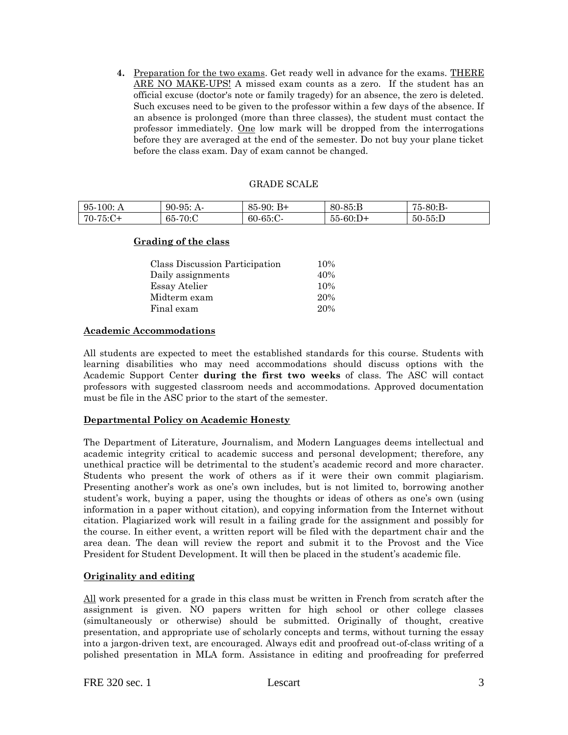4. <u>Preparation for the two exams</u>. Get ready well in advance for the exams. <u>THERE ARE NO MAKE-UPS!</u> A missed exam counts as a zero. If the student has an official excuse (doctor's note or family tragedy) for an absence, the zero is deleted. Such excuses need to be given to the professor within a few days of the absence. If an absence is prolonged (more than three classes), the student must contact the professor immediately. <u>One</u> low mark will be dropped from the interrogations before they are averaged at the end of the semester. Do not buy your plane ticket before the class exam. Day of exam cannot be changed.

GRADE SCALE

| | | | | |
|---|---|---|---|---|
| 95-100: A | 90-95: A- | 85-90: B+ | 80-85:B | 75-80:B- |
| 70-75:C+ | 65-70:C | 60-65:C- | 55-60:D+ | 50-55:D |

**<u>Grading of the class</u>**

| | |
|---|---|
| Class Discussion Participation | 10% |
| Daily assignments | 40% |
| Essay Atelier | 10% |
| Midterm exam | 20% |
| Final exam | 20% |

**<u>Academic Accommodations</u>**

All students are expected to meet the established standards for this course. Students with learning disabilities who may need accommodations should discuss options with the Academic Support Center **during the first two weeks** of class. The ASC will contact professors with suggested classroom needs and accommodations. Approved documentation must be file in the ASC prior to the start of the semester.

**<u>Departmental Policy on Academic Honesty</u>**

The Department of Literature, Journalism, and Modern Languages deems intellectual and academic integrity critical to academic success and personal development; therefore, any unethical practice will be detrimental to the student's academic record and more character. Students who present the work of others as if it were their own commit plagiarism. Presenting another's work as one's own includes, but is not limited to, borrowing another student's work, buying a paper, using the thoughts or ideas of others as one's own (using information in a paper without citation), and copying information from the Internet without citation. Plagiarized work will result in a failing grade for the assignment and possibly for the course. In either event, a written report will be filed with the department chair and the area dean. The dean will review the report and submit it to the Provost and the Vice President for Student Development. It will then be placed in the student's academic file.

**<u>Originality and editing</u>**

<u>All</u> work presented for a grade in this class must be written in French from scratch after the assignment is given. NO papers written for high school or other college classes (simultaneously or otherwise) should be submitted. Originally of thought, creative presentation, and appropriate use of scholarly concepts and terms, without turning the essay into a jargon-driven text, are encouraged. Always edit and proofread out-of-class writing of a polished presentation in MLA form. Assistance in editing and proofreading for preferred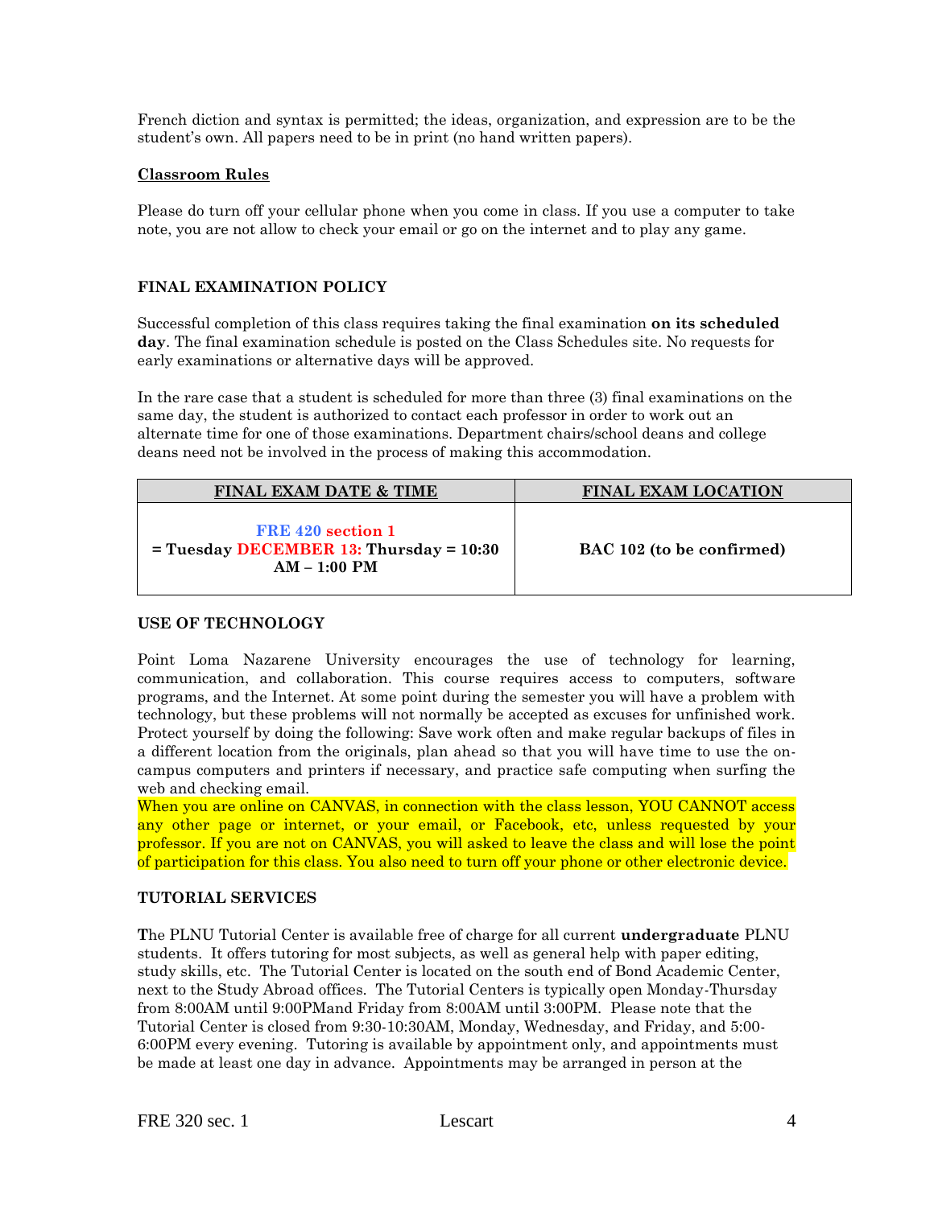French diction and syntax is permitted; the ideas, organization, and expression are to be the student's own. All papers need to be in print (no hand written papers).

**Classroom Rules**

Please do turn off your cellular phone when you come in class. If you use a computer to take note, you are not allow to check your email or go on the internet and to play any game.

## FINAL EXAMINATION POLICY

Successful completion of this class requires taking the final examination **on its scheduled day**. The final examination schedule is posted on the Class Schedules site. No requests for early examinations or alternative days will be approved.

In the rare case that a student is scheduled for more than three (3) final examinations on the same day, the student is authorized to contact each professor in order to work out an alternate time for one of those examinations. Department chairs/school deans and college deans need not be involved in the process of making this accommodation.

| FINAL EXAM DATE & TIME | FINAL EXAM LOCATION |
|---|---|
| **FRE 420 section 1** **= Tuesday DECEMBER 13: Thursday = 10:30 AM – 1:00 PM** | **BAC 102 (to be confirmed)** |

## USE OF TECHNOLOGY

Point Loma Nazarene University encourages the use of technology for learning, communication, and collaboration. This course requires access to computers, software programs, and the Internet. At some point during the semester you will have a problem with technology, but these problems will not normally be accepted as excuses for unfinished work. Protect yourself by doing the following: Save work often and make regular backups of files in a different location from the originals, plan ahead so that you will have time to use the on-campus computers and printers if necessary, and practice safe computing when surfing the web and checking email.
When you are online on CANVAS, in connection with the class lesson, YOU CANNOT access any other page or internet, or your email, or Facebook, etc, unless requested by your professor. If you are not on CANVAS, you will asked to leave the class and will lose the point of participation for this class. You also need to turn off your phone or other electronic device.

## TUTORIAL SERVICES

The PLNU Tutorial Center is available free of charge for all current **undergraduate** PLNU students. It offers tutoring for most subjects, as well as general help with paper editing, study skills, etc. The Tutorial Center is located on the south end of Bond Academic Center, next to the Study Abroad offices. The Tutorial Centers is typically open Monday-Thursday from 8:00AM until 9:00PMand Friday from 8:00AM until 3:00PM. Please note that the Tutorial Center is closed from 9:30-10:30AM, Monday, Wednesday, and Friday, and 5:00-6:00PM every evening. Tutoring is available by appointment only, and appointments must be made at least one day in advance. Appointments may be arranged in person at the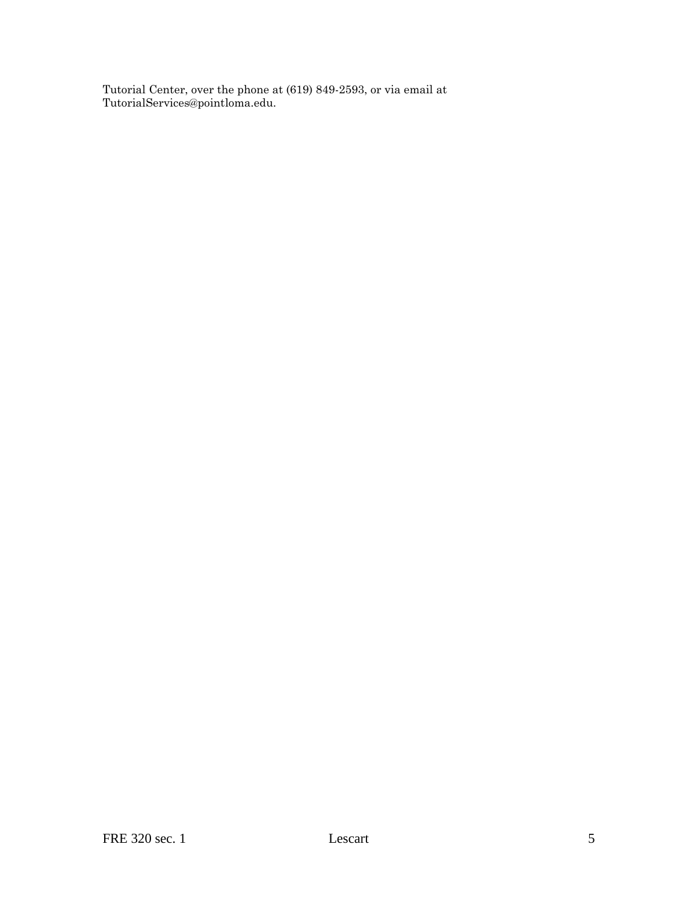Tutorial Center, over the phone at (619) 849-2593, or via email at TutorialServices@pointloma.edu.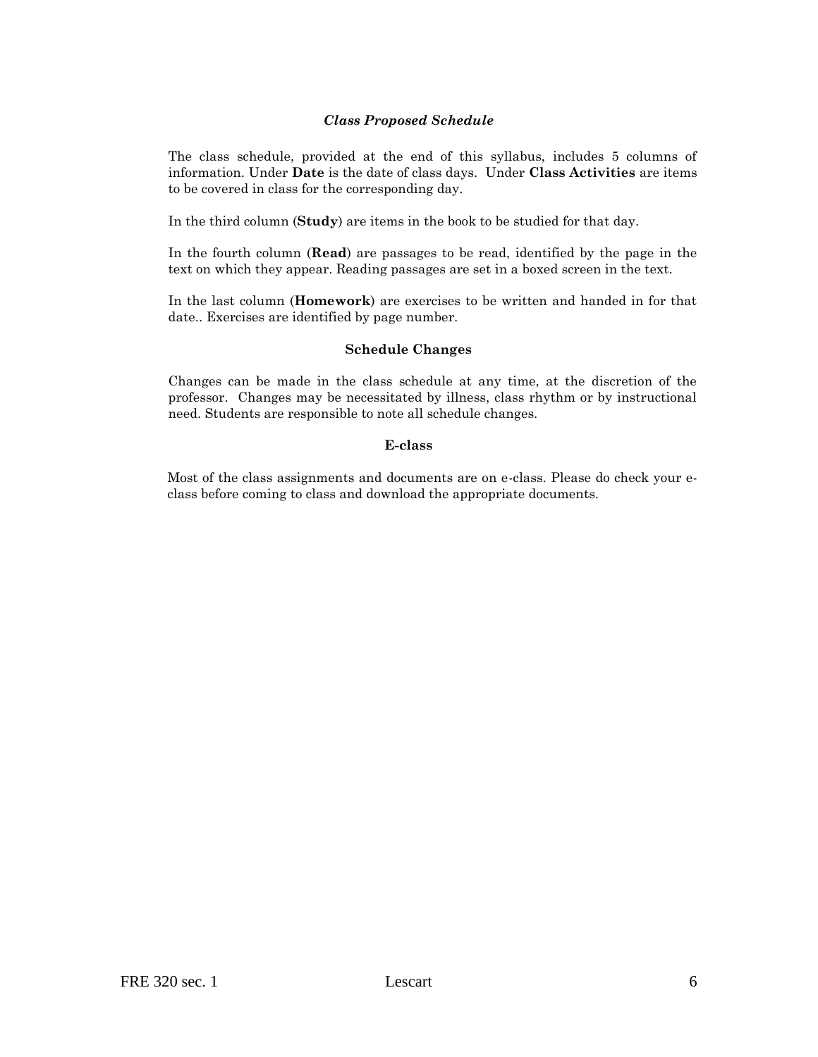### *Class Proposed Schedule*

The class schedule, provided at the end of this syllabus, includes 5 columns of information. Under **Date** is the date of class days. Under **Class Activities** are items to be covered in class for the corresponding day.

In the third column (**Study**) are items in the book to be studied for that day.

In the fourth column (**Read**) are passages to be read, identified by the page in the text on which they appear. Reading passages are set in a boxed screen in the text.

In the last column (**Homework**) are exercises to be written and handed in for that date.. Exercises are identified by page number.

### Schedule Changes

Changes can be made in the class schedule at any time, at the discretion of the professor. Changes may be necessitated by illness, class rhythm or by instructional need. Students are responsible to note all schedule changes.

### E-class

Most of the class assignments and documents are on e-class. Please do check your e-class before coming to class and download the appropriate documents.